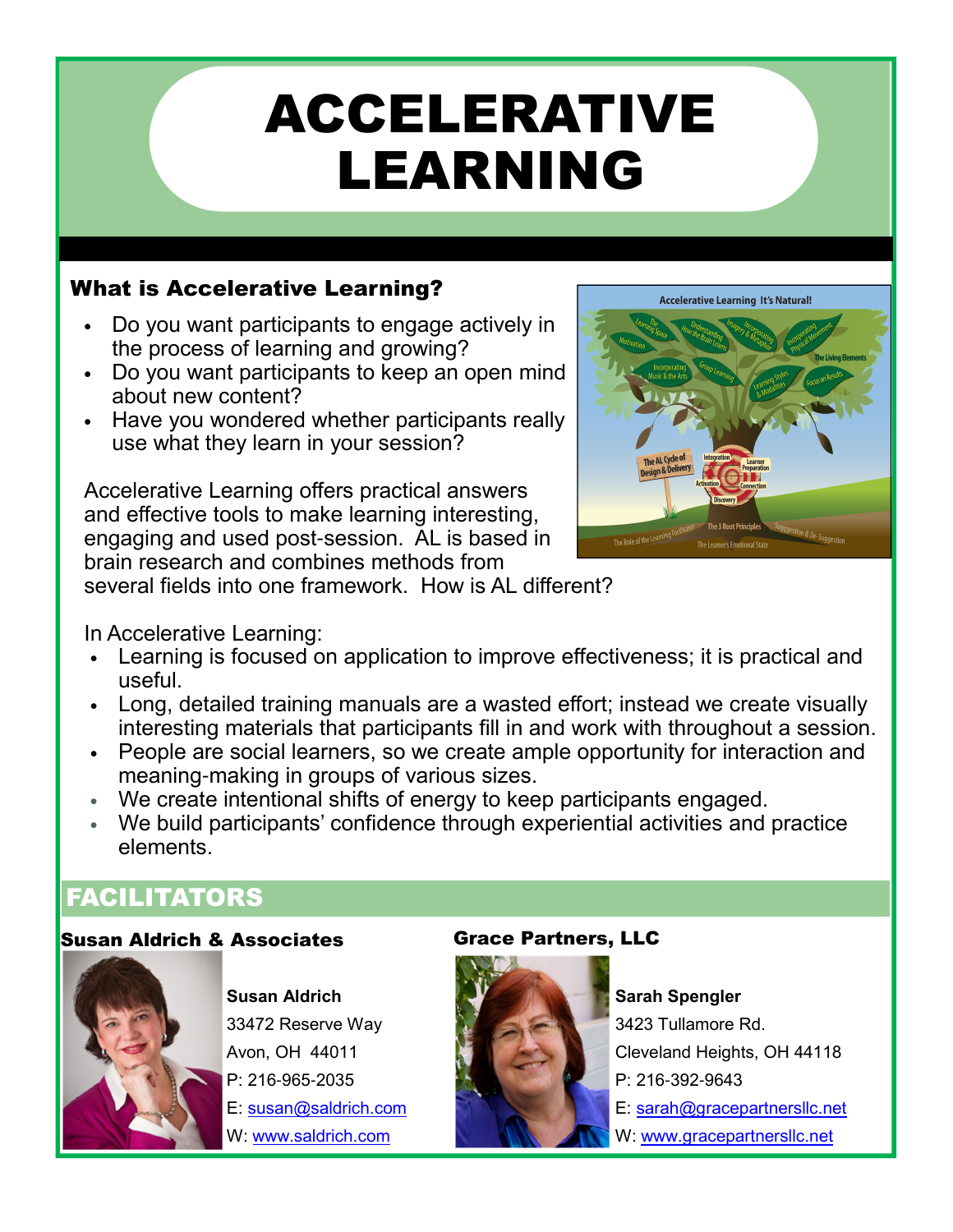# ACCELERATIVE LEARNING

## What is Accelerative Learning?

- Do you want participants to engage actively in the process of learning and growing?
- Do you want participants to keep an open mind about new content?
- Have you wondered whether participants really use what they learn in your session?

Accelerative Learning offers practical answers and effective tools to make learning interesting, engaging and used post-session. AL is based in brain research and combines methods from several fields into one framework. How is AL different?

In Accelerative Learning:

- Learning is focused on application to improve effectiveness; it is practical and useful.
- Long, detailed training manuals are a wasted effort; instead we create visually interesting materials that participants fill in and work with throughout a session.
- People are social learners, so we create ample opportunity for interaction and meaning-making in groups of various sizes.
- We create intentional shifts of energy to keep participants engaged.
- We build participants' confidence through experiential activities and practice elements.

## FACILITATORS

### Susan Aldrich & Associates

**Susan Aldrich**
33472 Reserve Way
Avon, OH 44011
P: 216-965-2035
E: susan@saldrich.com
W: www.saldrich.com

### Grace Partners, LLC

**Sarah Spengler**
3423 Tullamore Rd.
Cleveland Heights, OH 44118
P: 216-392-9643
E: sarah@gracepartnersllc.net
W: www.gracepartnersllc.net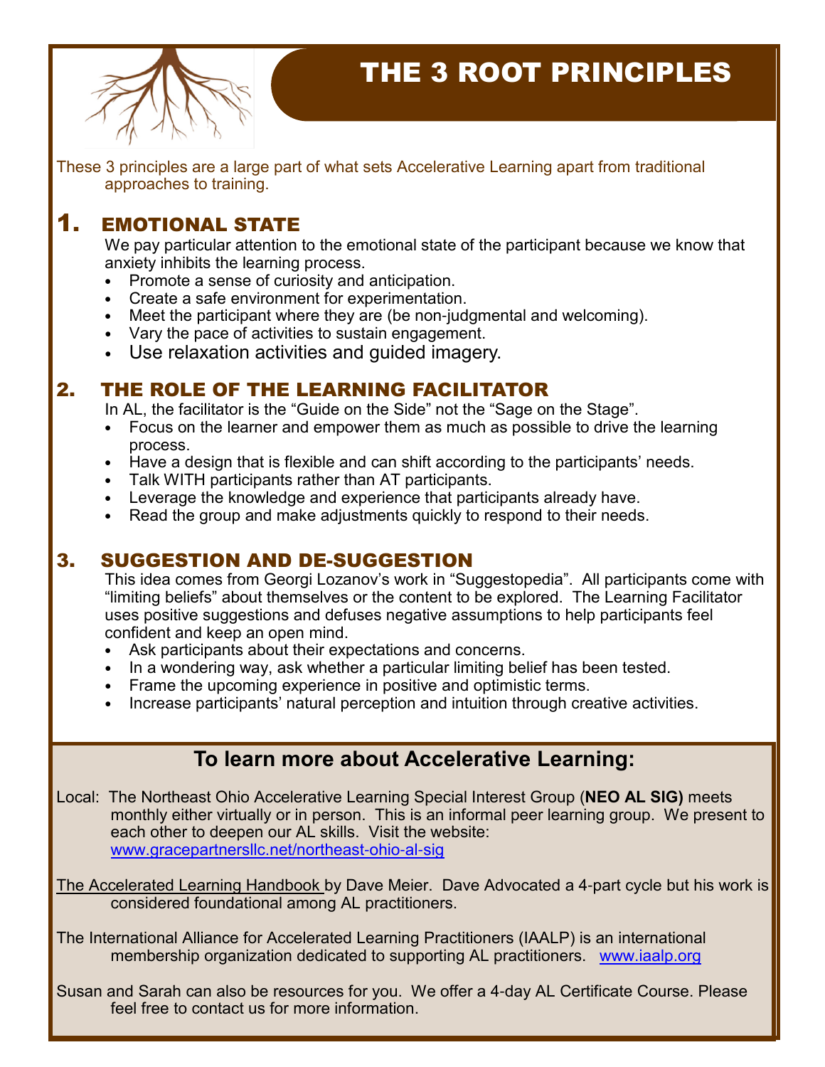# THE 3 ROOT PRINCIPLES

These 3 principles are a large part of what sets Accelerative Learning apart from traditional approaches to training.

## 1. EMOTIONAL STATE

We pay particular attention to the emotional state of the participant because we know that anxiety inhibits the learning process.

- Promote a sense of curiosity and anticipation.
- Create a safe environment for experimentation.
- Meet the participant where they are (be non-judgmental and welcoming).
- Vary the pace of activities to sustain engagement.
- Use relaxation activities and guided imagery.

## 2. THE ROLE OF THE LEARNING FACILITATOR

In AL, the facilitator is the "Guide on the Side" not the "Sage on the Stage".

- Focus on the learner and empower them as much as possible to drive the learning process.
- Have a design that is flexible and can shift according to the participants' needs.
- Talk WITH participants rather than AT participants.
- Leverage the knowledge and experience that participants already have.
- Read the group and make adjustments quickly to respond to their needs.

## 3. SUGGESTION AND DE-SUGGESTION

This idea comes from Georgi Lozanov's work in "Suggestopedia". All participants come with "limiting beliefs" about themselves or the content to be explored. The Learning Facilitator uses positive suggestions and defuses negative assumptions to help participants feel confident and keep an open mind.

- Ask participants about their expectations and concerns.
- In a wondering way, ask whether a particular limiting belief has been tested.
- Frame the upcoming experience in positive and optimistic terms.
- Increase participants' natural perception and intuition through creative activities.

## To learn more about Accelerative Learning:

Local: The Northeast Ohio Accelerative Learning Special Interest Group (**NEO AL SIG)** meets monthly either virtually or in person. This is an informal peer learning group. We present to each other to deepen our AL skills. Visit the website: www.gracepartnersllc.net/northeast-ohio-al-sig

The Accelerated Learning Handbook by Dave Meier. Dave Advocated a 4-part cycle but his work is considered foundational among AL practitioners.

The International Alliance for Accelerated Learning Practitioners (IAALP) is an international membership organization dedicated to supporting AL practitioners. www.iaalp.org

Susan and Sarah can also be resources for you. We offer a 4-day AL Certificate Course. Please feel free to contact us for more information.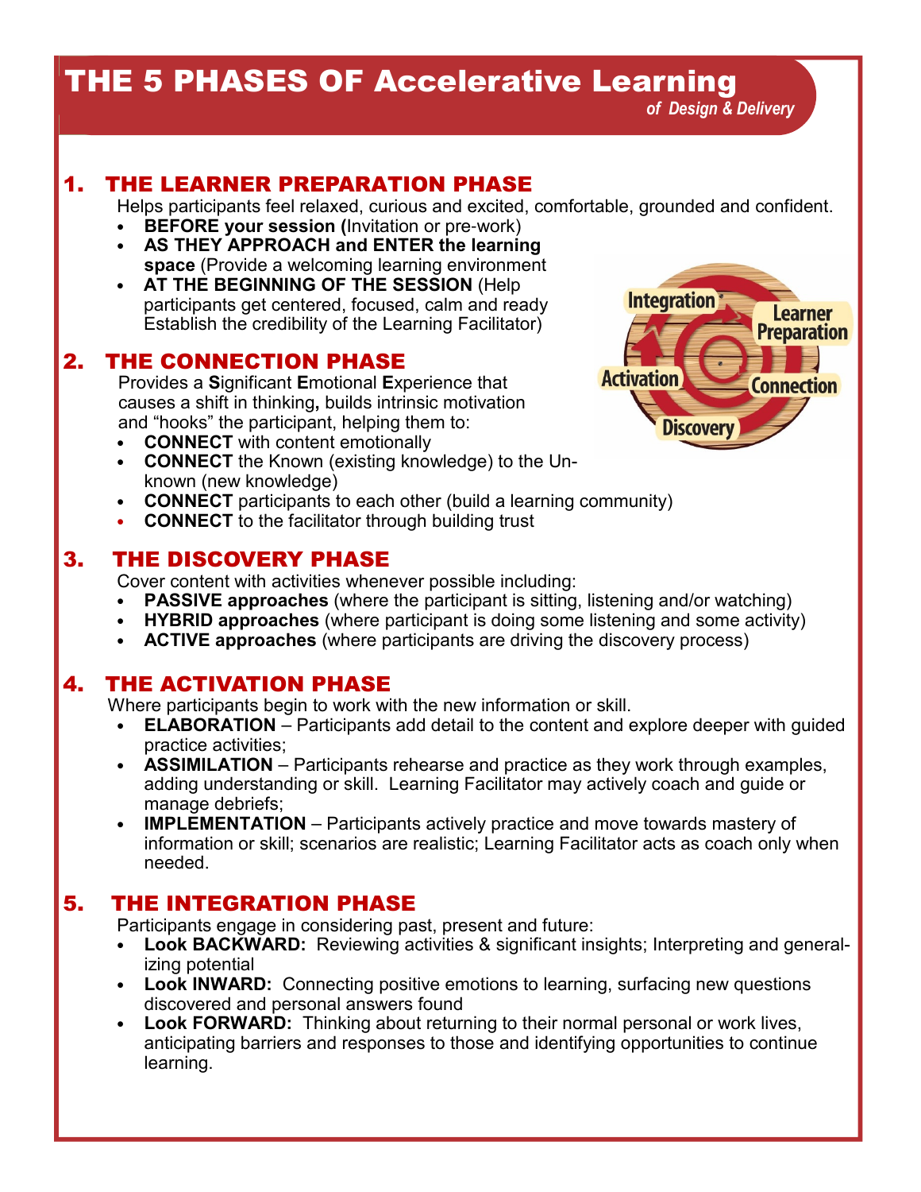# THE 5 PHASES OF Accelerative Learning

*of Design & Delivery*

## 1. THE LEARNER PREPARATION PHASE

Helps participants feel relaxed, curious and excited, comfortable, grounded and confident.

- **BEFORE your session (**Invitation or pre-work)
- **AS THEY APPROACH and ENTER the learning space** (Provide a welcoming learning environment
- **AT THE BEGINNING OF THE SESSION** (Help participants get centered, focused, calm and ready Establish the credibility of the Learning Facilitator)

## 2. THE CONNECTION PHASE

Provides a **S**ignificant **E**motional **E**xperience that causes a shift in thinking**,** builds intrinsic motivation and "hooks" the participant, helping them to:

- **CONNECT** with content emotionally
- **CONNECT** the Known (existing knowledge) to the Unknown (new knowledge)
- **CONNECT** participants to each other (build a learning community)
- **CONNECT** to the facilitator through building trust

## 3. THE DISCOVERY PHASE

Cover content with activities whenever possible including:

- **PASSIVE approaches** (where the participant is sitting, listening and/or watching)
- **HYBRID approaches** (where participant is doing some listening and some activity)
- **ACTIVE approaches** (where participants are driving the discovery process)

## 4. THE ACTIVATION PHASE

Where participants begin to work with the new information or skill.

- **ELABORATION** – Participants add detail to the content and explore deeper with guided practice activities;
- **ASSIMILATION** – Participants rehearse and practice as they work through examples, adding understanding or skill. Learning Facilitator may actively coach and guide or manage debriefs;
- **IMPLEMENTATION** – Participants actively practice and move towards mastery of information or skill; scenarios are realistic; Learning Facilitator acts as coach only when needed.

## 5. THE INTEGRATION PHASE

Participants engage in considering past, present and future:

- **Look BACKWARD:** Reviewing activities & significant insights; Interpreting and generalizing potential
- **Look INWARD:** Connecting positive emotions to learning, surfacing new questions discovered and personal answers found
- **Look FORWARD:** Thinking about returning to their normal personal or work lives, anticipating barriers and responses to those and identifying opportunities to continue learning.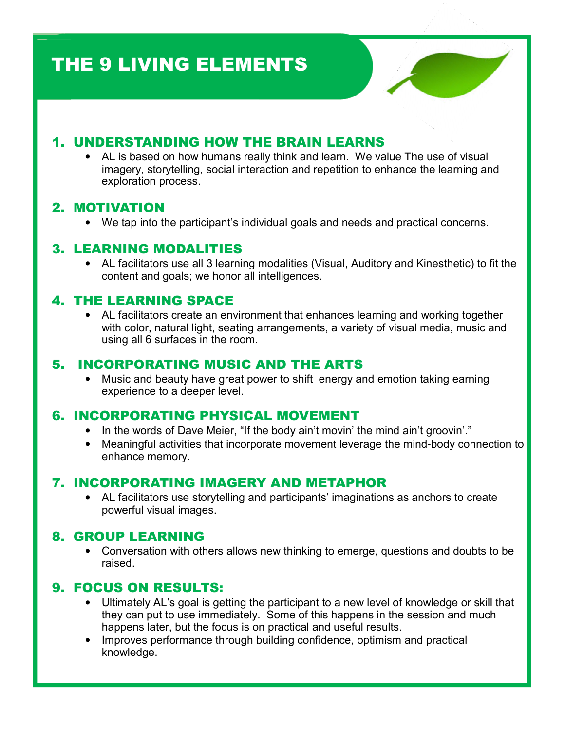# THE 9 LIVING ELEMENTS

## 1. UNDERSTANDING HOW THE BRAIN LEARNS

- AL is based on how humans really think and learn. We value The use of visual imagery, storytelling, social interaction and repetition to enhance the learning and exploration process.

## 2. MOTIVATION

- We tap into the participant's individual goals and needs and practical concerns.

## 3. LEARNING MODALITIES

- AL facilitators use all 3 learning modalities (Visual, Auditory and Kinesthetic) to fit the content and goals; we honor all intelligences.

## 4. THE LEARNING SPACE

- AL facilitators create an environment that enhances learning and working together with color, natural light, seating arrangements, a variety of visual media, music and using all 6 surfaces in the room.

## 5. INCORPORATING MUSIC AND THE ARTS

- Music and beauty have great power to shift energy and emotion taking earning experience to a deeper level.

## 6. INCORPORATING PHYSICAL MOVEMENT

- In the words of Dave Meier, "If the body ain't movin' the mind ain't groovin'."
- Meaningful activities that incorporate movement leverage the mind-body connection to enhance memory.

## 7. INCORPORATING IMAGERY AND METAPHOR

- AL facilitators use storytelling and participants' imaginations as anchors to create powerful visual images.

## 8. GROUP LEARNING

- Conversation with others allows new thinking to emerge, questions and doubts to be raised.

## 9. FOCUS ON RESULTS:

- Ultimately AL's goal is getting the participant to a new level of knowledge or skill that they can put to use immediately. Some of this happens in the session and much happens later, but the focus is on practical and useful results.
- Improves performance through building confidence, optimism and practical knowledge.